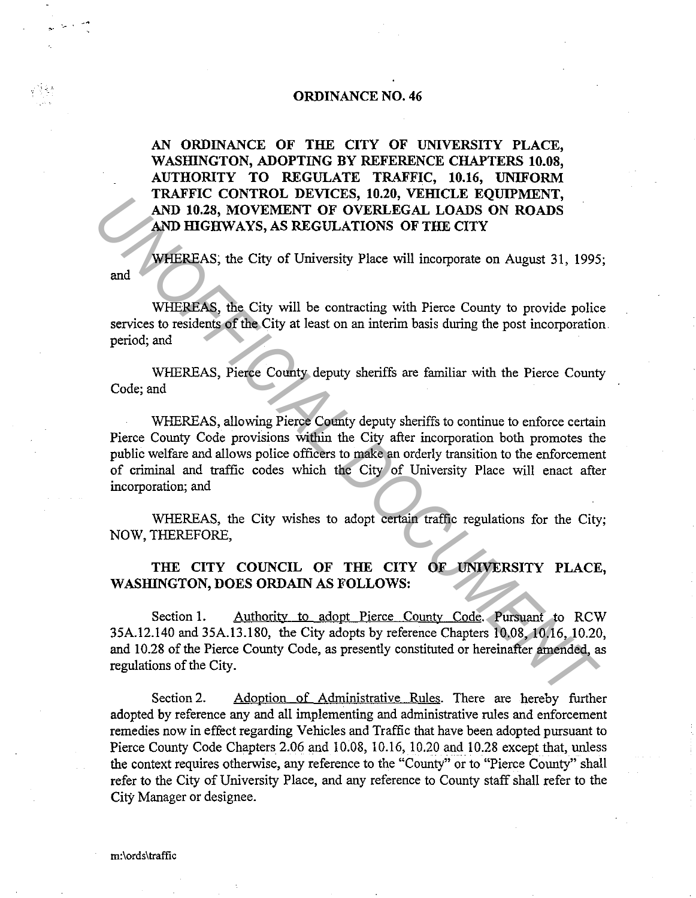# ORDINANCE NO. 46

**AN ORDINANCE OF THE CITY OF UNIVERSITY PLACE, WASHINGTON, ADOPTING BY REFERENCE CHAPTERS 10.08, AUTHORITY TO REGULATE TRAFFIC, 10.16, UNIFORM TRAFFIC CONTROL DEVICES, 10.20, VEHICLE EQUIPMENT, AND 10.28, MOVEMENT OF OVERLEGAL LOADS ON ROADS AND HIGHWAYS, AS REGULATIONS OF THE CITY**

WHEREAS, the City of University Place will incorporate on August 31, 1995; and

WHEREAS, the City will be contracting with Pierce County to provide police services to residents of the City at least on an interim basis during the post incorporation period; and

WHEREAS, Pierce County deputy sheriffs are familiar with the Pierce County Code; and

WHEREAS, allowing Pierce County deputy sheriffs to continue to enforce certain Pierce County Code provisions within the City after incorporation both promotes the public welfare and allows police officers to make an orderly transition to the enforcement of criminal and traffic codes which the City of University Place will enact after incorporation; and

WHEREAS, the City wishes to adopt certain traffic regulations for the City; NOW, THEREFORE,

**THE CITY COUNCIL OF THE CITY OF UNIVERSITY PLACE, WASHINGTON, DOES ORDAIN AS FOLLOWS:**

Section 1. Authority to adopt Pierce County Code. Pursuant to RCW 35A.12.140 and 35A.13.180, the City adopts by reference Chapters 10.08, 10.16, 10.20, and 10.28 of the Pierce County Code, as presently constituted or hereinafter amended, as regulations of the City.

Section 2. Adoption of Administrative Rules. There are hereby further adopted by reference any and all implementing and administrative rules and enforcement remedies now in effect regarding Vehicles and Traffic that have been adopted pursuant to Pierce County Code Chapters 2.06 and 10.08, 10.16, 10.20 and 10.28 except that, unless the context requires otherwise, any reference to the "County" or to "Pierce County" shall refer to the City of University Place, and any reference to County staff shall refer to the City Manager or designee.

m:\ords\traffic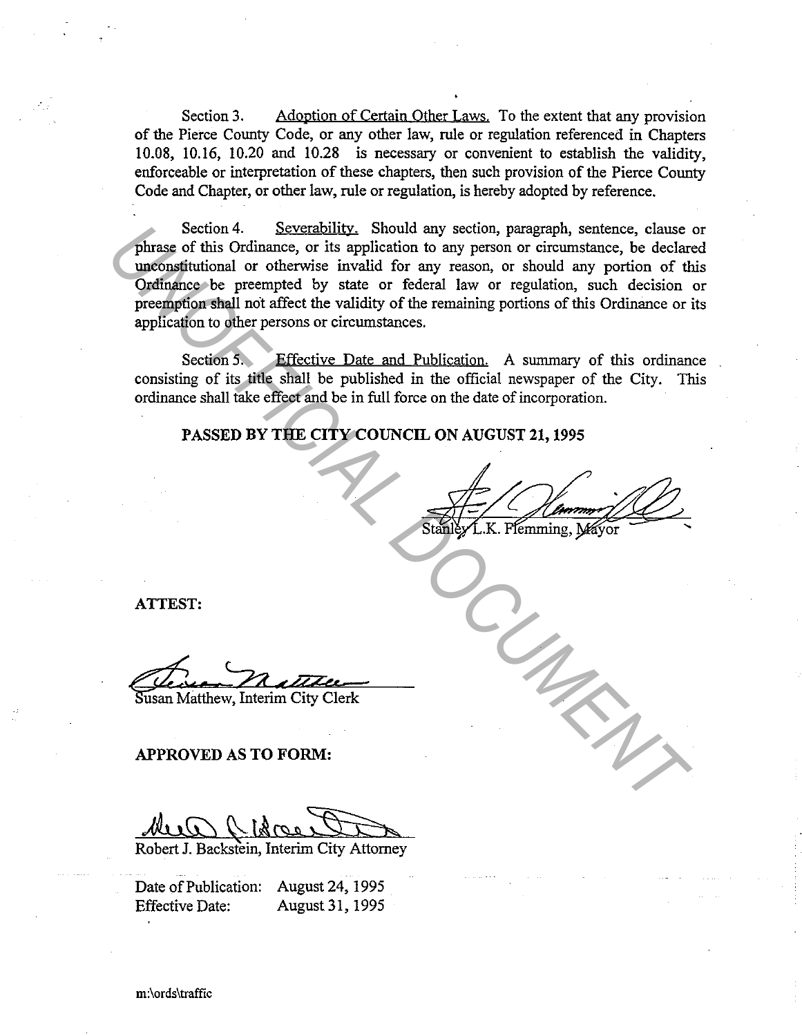Section 3. Adoption of Certain Other Laws. To the extent that any provision of the Pierce County Code, or any other law, rule or regulation referenced in Chapters 10.08, 10.16, 10.20 and 10.28 is necessary or convenient to establish the validity, enforceable or interpretation of these chapters, then such provision of the Pierce County Code and Chapter, or other law, rule or regulation, is hereby adopted by reference.

Section 4. Severability. Should any section, paragraph, sentence, clause or phrase of this Ordinance, or its application to any person or circumstance, be declared unconstitutional or otherwise invalid for any reason, or should any portion of this Ordinance be preempted by state or federal law or regulation, such decision or preemption shall not affect the validity of the remaining portions of this Ordinance or its application to other persons or circumstances.

Section 5. Effective Date and Publication. A summary of this ordinance consisting of its title shall be published in the official newspaper of the City. This ordinance shall take effect and be in full force on the date of incorporation.

**PASSED BY THE CITY COUNCIL ON AUGUST 21, 1995**

Stanley L.K. Flemming, Mayor

**ATTEST:**

Susan Matthew, Interim City Clerk

**APPROVED AS TO FORM:**

Robert J. Backstein, Interim City Attorney

Date of Publication: August 24, 1995
Effective Date: August 31, 1995

m:\ords\traffic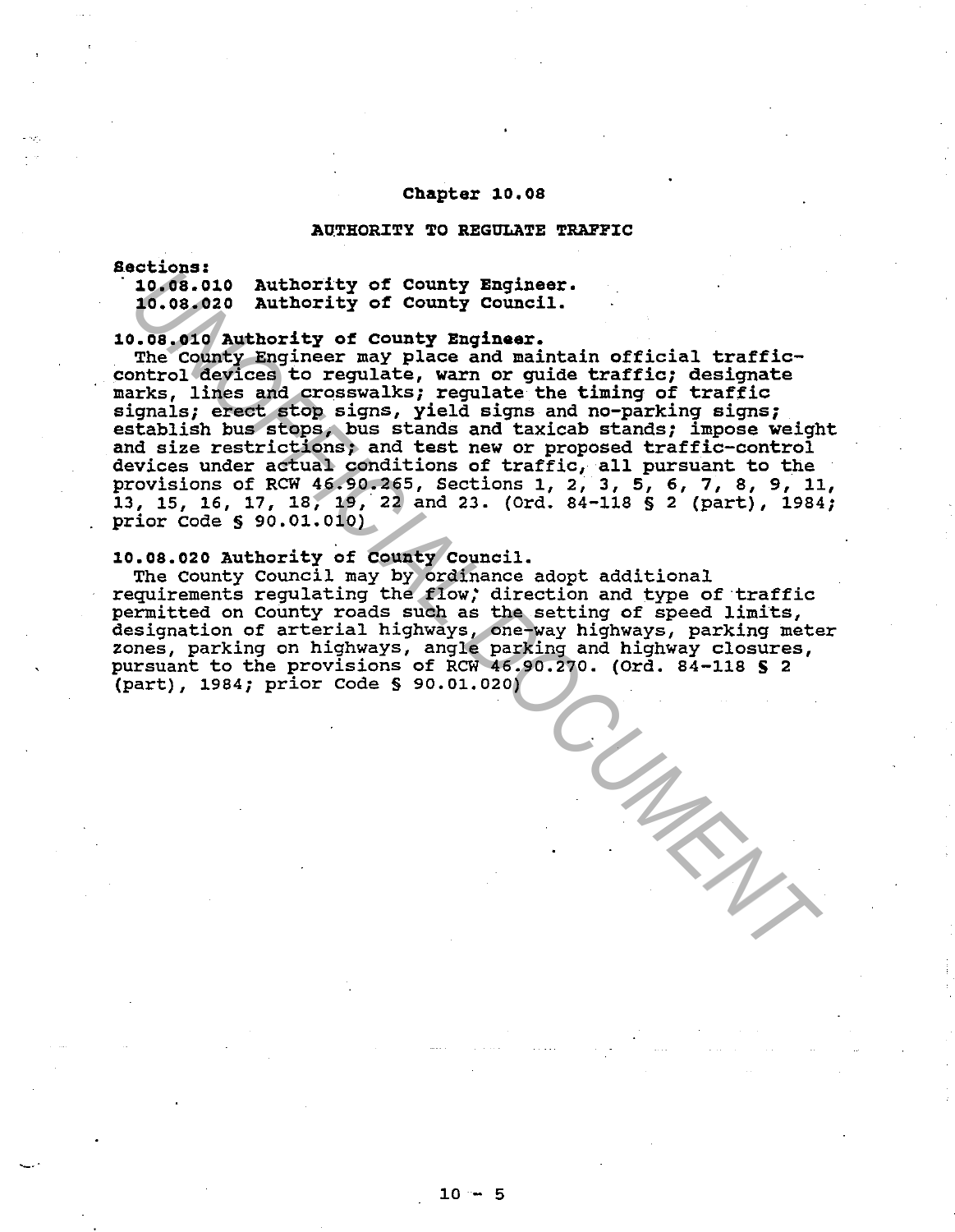# Chapter 10.08

## AUTHORITY TO REGULATE TRAFFIC

**Sections:**

- **10.08.010 Authority of County Engineer.**
- **10.08.020 Authority of County Council.**

**10.08.010 Authority of County Engineer.**

The County Engineer may place and maintain official traffic-control devices to regulate, warn or guide traffic; designate marks, lines and crosswalks; regulate the timing of traffic signals; erect stop signs, yield signs and no-parking signs; establish bus stops, bus stands and taxicab stands; impose weight and size restrictions; and test new or proposed traffic-control devices under actual conditions of traffic, all pursuant to the provisions of RCW 46.90.265, Sections 1, 2, 3, 5, 6, 7, 8, 9, 11, 13, 15, 16, 17, 18, 19, 22 and 23. (Ord. 84-118 § 2 (part), 1984; prior Code § 90.01.010)

**10.08.020 Authority of County Council.**

The County Council may by ordinance adopt additional requirements regulating the flow, direction and type of traffic permitted on County roads such as the setting of speed limits, designation of arterial highways, one-way highways, parking meter zones, parking on highways, angle parking and highway closures, pursuant to the provisions of RCW 46.90.270. (Ord. 84-118 § 2 (part), 1984; prior Code § 90.01.020)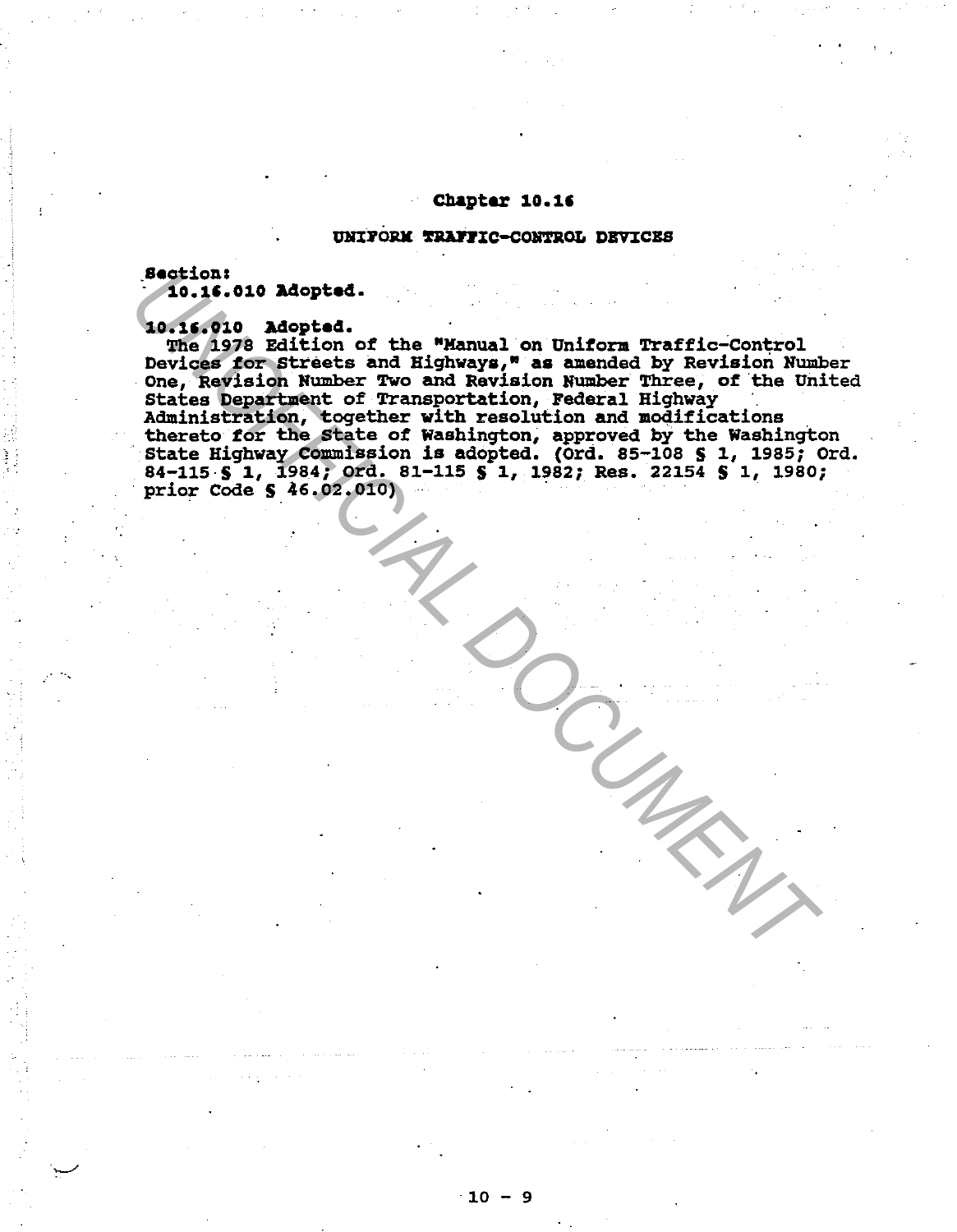# Chapter 10.16

## UNIFORM TRAFFIC-CONTROL DEVICES

**Section:**
**10.16.010 Adopted.**

**10.16.010 Adopted.**
The 1978 Edition of the "Manual on Uniform Traffic-Control Devices for Streets and Highways," as amended by Revision Number One, Revision Number Two and Revision Number Three, of the United States Department of Transportation, Federal Highway Administration, together with resolution and modifications thereto for the State of Washington, approved by the Washington State Highway Commission is adopted. (Ord. 85-108 § 1, 1985; Ord. 84-115 § 1, 1984; Ord. 81-115 § 1, 1982; Res. 22154 § 1, 1980; prior Code § 46.02.010)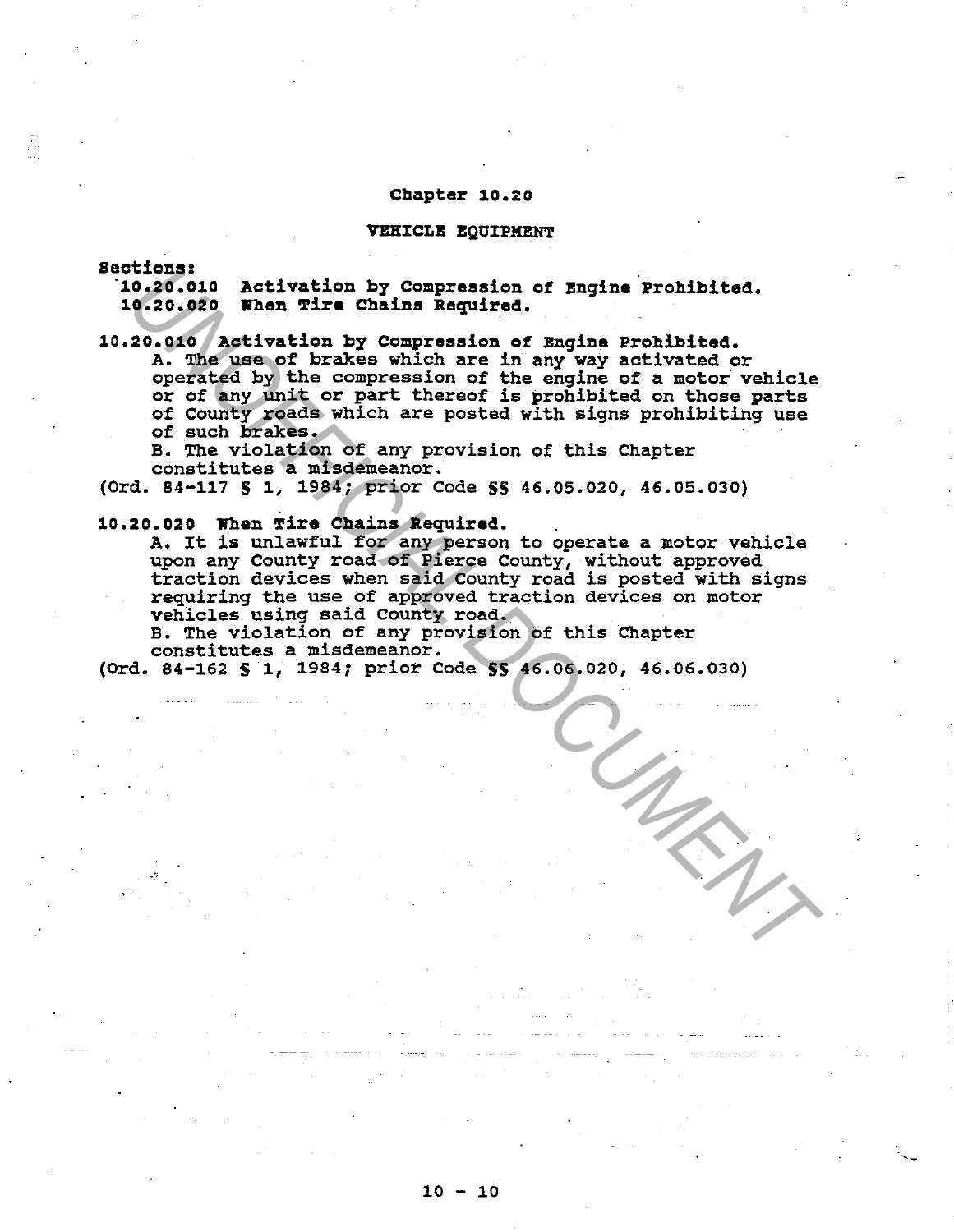# Chapter 10.20

## VEHICLE EQUIPMENT

Sections:

- 10.20.010 Activation by Compression of Engine Prohibited.
- 10.20.020 When Tire Chains Required.

### 10.20.010 Activation by Compression of Engine Prohibited.

A. The use of brakes which are in any way activated or operated by the compression of the engine of a motor vehicle or of any unit or part thereof is prohibited on those parts of County roads which are posted with signs prohibiting use of such brakes.

B. The violation of any provision of this Chapter constitutes a misdemeanor.

(Ord. 84-117 § 1, 1984; prior Code §§ 46.05.020, 46.05.030)

### 10.20.020 When Tire Chains Required.

A. It is unlawful for any person to operate a motor vehicle upon any County road of Pierce County, without approved traction devices when said County road is posted with signs requiring the use of approved traction devices on motor vehicles using said County road.

B. The violation of any provision of this Chapter constitutes a misdemeanor.

(Ord. 84-162 § 1, 1984; prior Code §§ 46.06.020, 46.06.030)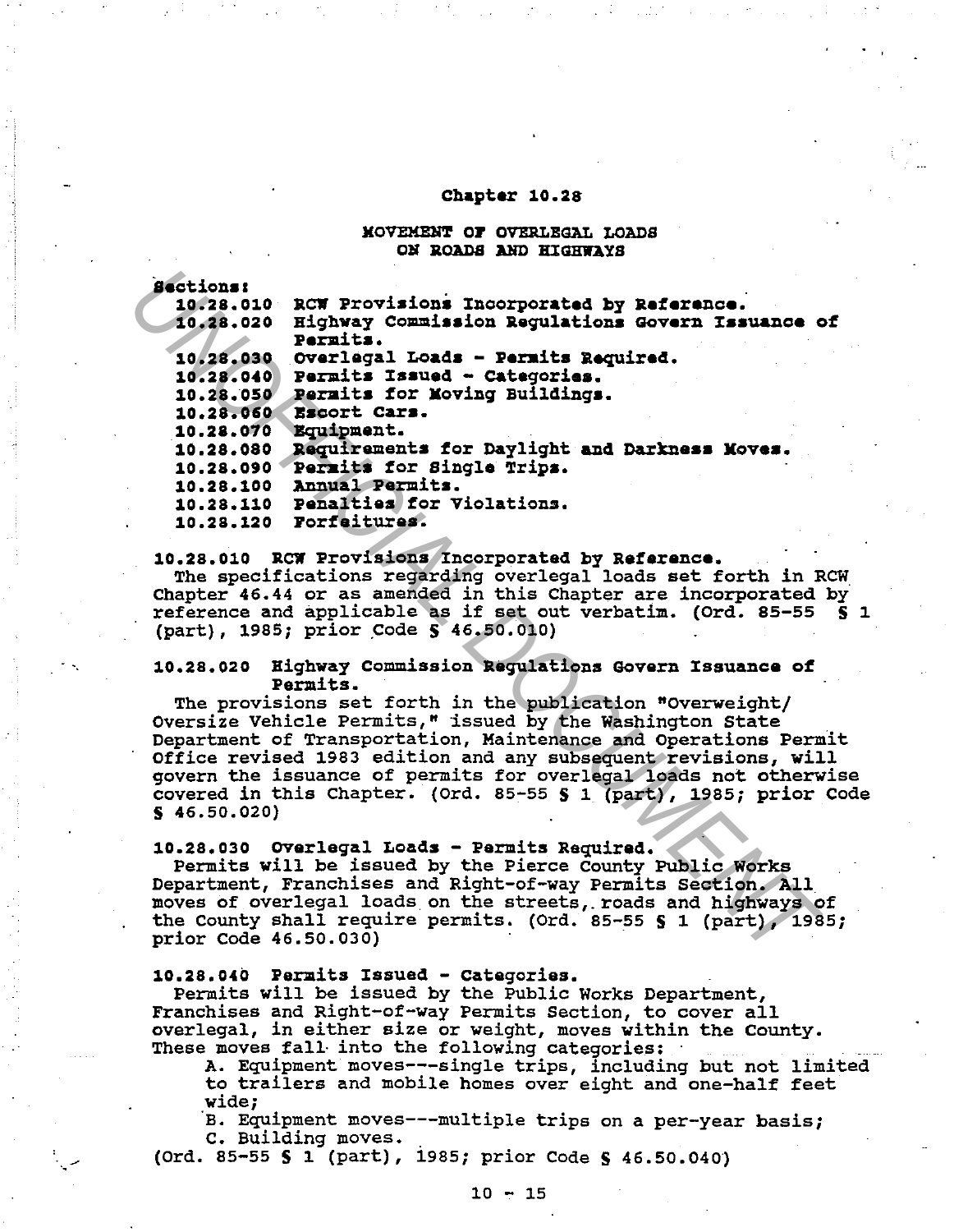# Chapter 10.28

## MOVEMENT OF OVERLEGAL LOADS ON ROADS AND HIGHWAYS

**Sections:**

| | |
|---|---|
| 10.28.010 | RCW Provisions Incorporated by Reference. |
| 10.28.020 | Highway Commission Regulations Govern Issuance of Permits. |
| 10.28.030 | Overlegal Loads - Permits Required. |
| 10.28.040 | Permits Issued - Categories. |
| 10.28.050 | Permits for Moving Buildings. |
| 10.28.060 | Escort Cars. |
| 10.28.070 | Equipment. |
| 10.28.080 | Requirements for Daylight and Darkness Moves. |
| 10.28.090 | Permits for Single Trips. |
| 10.28.100 | Annual Permits. |
| 10.28.110 | Penalties for Violations. |
| 10.28.120 | Forfeitures. |

### 10.28.010 RCW Provisions Incorporated by Reference.

The specifications regarding overlegal loads set forth in RCW Chapter 46.44 or as amended in this Chapter are incorporated by reference and applicable as if set out verbatim. (Ord. 85-55 § 1 (part), 1985; prior Code § 46.50.010)

### 10.28.020 Highway Commission Regulations Govern Issuance of Permits.

The provisions set forth in the publication "Overweight/ Oversize Vehicle Permits," issued by the Washington State Department of Transportation, Maintenance and Operations Permit Office revised 1983 edition and any subsequent revisions, will govern the issuance of permits for overlegal loads not otherwise covered in this Chapter. (Ord. 85-55 § 1 (part), 1985; prior Code § 46.50.020)

### 10.28.030 Overlegal Loads - Permits Required.

Permits will be issued by the Pierce County Public Works Department, Franchises and Right-of-way Permits Section. All moves of overlegal loads on the streets, roads and highways of the County shall require permits. (Ord. 85-55 § 1 (part), 1985; prior Code 46.50.030)

### 10.28.040 Permits Issued - Categories.

Permits will be issued by the Public Works Department, Franchises and Right-of-way Permits Section, to cover all overlegal, in either size or weight, moves within the County. These moves fall into the following categories:

A. Equipment moves---single trips, including but not limited to trailers and mobile homes over eight and one-half feet wide;

B. Equipment moves---multiple trips on a per-year basis;

C. Building moves.

(Ord. 85-55 § 1 (part), 1985; prior Code § 46.50.040)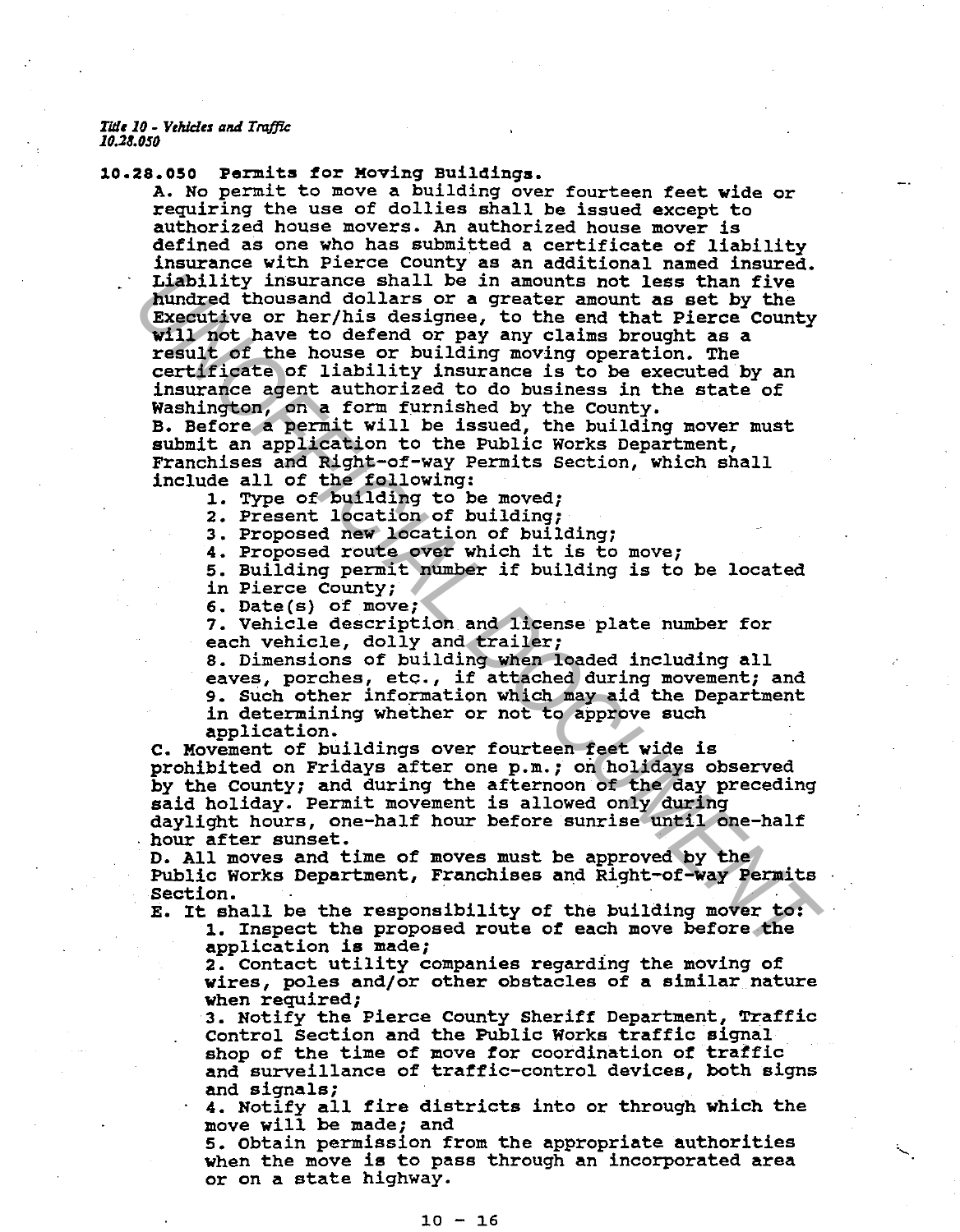## 10.28.050 Permits for Moving Buildings.

A. No permit to move a building over fourteen feet wide or requiring the use of dollies shall be issued except to authorized house movers. An authorized house mover is defined as one who has submitted a certificate of liability insurance with Pierce County as an additional named insured. Liability insurance shall be in amounts not less than five hundred thousand dollars or a greater amount as set by the Executive or her/his designee, to the end that Pierce County will not have to defend or pay any claims brought as a result of the house or building moving operation. The certificate of liability insurance is to be executed by an insurance agent authorized to do business in the state of Washington, on a form furnished by the County.

B. Before a permit will be issued, the building mover must submit an application to the Public Works Department, Franchises and Right-of-way Permits Section, which shall include all of the following:

1. Type of building to be moved;
2. Present location of building;
3. Proposed new location of building;
4. Proposed route over which it is to move;
5. Building permit number if building is to be located in Pierce County;
6. Date(s) of move;
7. Vehicle description and license plate number for each vehicle, dolly and trailer;
8. Dimensions of building when loaded including all eaves, porches, etc., if attached during movement; and
9. Such other information which may aid the Department in determining whether or not to approve such application.

C. Movement of buildings over fourteen feet wide is prohibited on Fridays after one p.m.; on holidays observed by the County; and during the afternoon of the day preceding said holiday. Permit movement is allowed only during daylight hours, one-half hour before sunrise until one-half hour after sunset.

D. All moves and time of moves must be approved by the Public Works Department, Franchises and Right-of-way Permits Section.

E. It shall be the responsibility of the building mover to:

1. Inspect the proposed route of each move before the application is made;
2. Contact utility companies regarding the moving of wires, poles and/or other obstacles of a similar nature when required;
3. Notify the Pierce County Sheriff Department, Traffic Control Section and the Public Works traffic signal shop of the time of move for coordination of traffic and surveillance of traffic-control devices, both signs and signals;
4. Notify all fire districts into or through which the move will be made; and
5. Obtain permission from the appropriate authorities when the move is to pass through an incorporated area or on a state highway.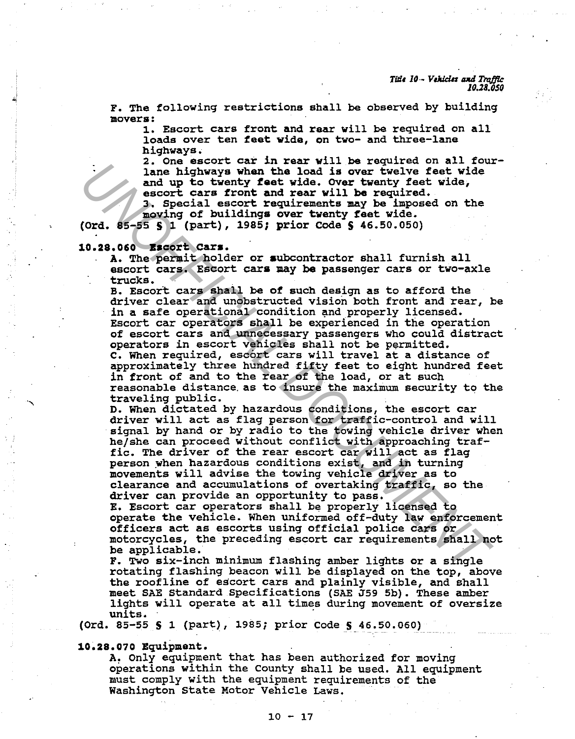F. The following restrictions shall be observed by building movers:

1. Escort cars front and rear will be required on all loads over ten feet wide, on two- and three-lane highways.
2. One escort car in rear will be required on all four-lane highways when the load is over twelve feet wide and up to twenty feet wide. Over twenty feet wide, escort cars front and rear will be required.
3. Special escort requirements may be imposed on the moving of buildings over twenty feet wide.

(Ord. 85-55 § 1 (part), 1985; prior Code § 46.50.050)

**10.28.060 Escort Cars.**

A. The permit holder or subcontractor shall furnish all escort cars. Escort cars may be passenger cars or two-axle trucks.

B. Escort cars shall be of such design as to afford the driver clear and unobstructed vision both front and rear, be in a safe operational condition and properly licensed. Escort car operators shall be experienced in the operation of escort cars and unnecessary passengers who could distract operators in escort vehicles shall not be permitted.

C. When required, escort cars will travel at a distance of approximately three hundred fifty feet to eight hundred feet in front of and to the rear of the load, or at such reasonable distance as to insure the maximum security to the traveling public.

D. When dictated by hazardous conditions, the escort car driver will act as flag person for traffic-control and will signal by hand or by radio to the towing vehicle driver when he/she can proceed without conflict with approaching traffic. The driver of the rear escort car will act as flag person when hazardous conditions exist, and in turning movements will advise the towing vehicle driver as to clearance and accumulations of overtaking traffic, so the driver can provide an opportunity to pass.

E. Escort car operators shall be properly licensed to operate the vehicle. When uniformed off-duty law enforcement officers act as escorts using official police cars or motorcycles, the preceding escort car requirements shall not be applicable.

F. Two six-inch minimum flashing amber lights or a single rotating flashing beacon will be displayed on the top, above the roofline of escort cars and plainly visible, and shall meet SAE Standard Specifications (SAE J59 5b). These amber lights will operate at all times during movement of oversize units.

(Ord. 85-55 § 1 (part), 1985; prior Code § 46.50.060)

**10.28.070 Equipment.**

A. Only equipment that has been authorized for moving operations within the County shall be used. All equipment must comply with the equipment requirements of the Washington State Motor Vehicle Laws.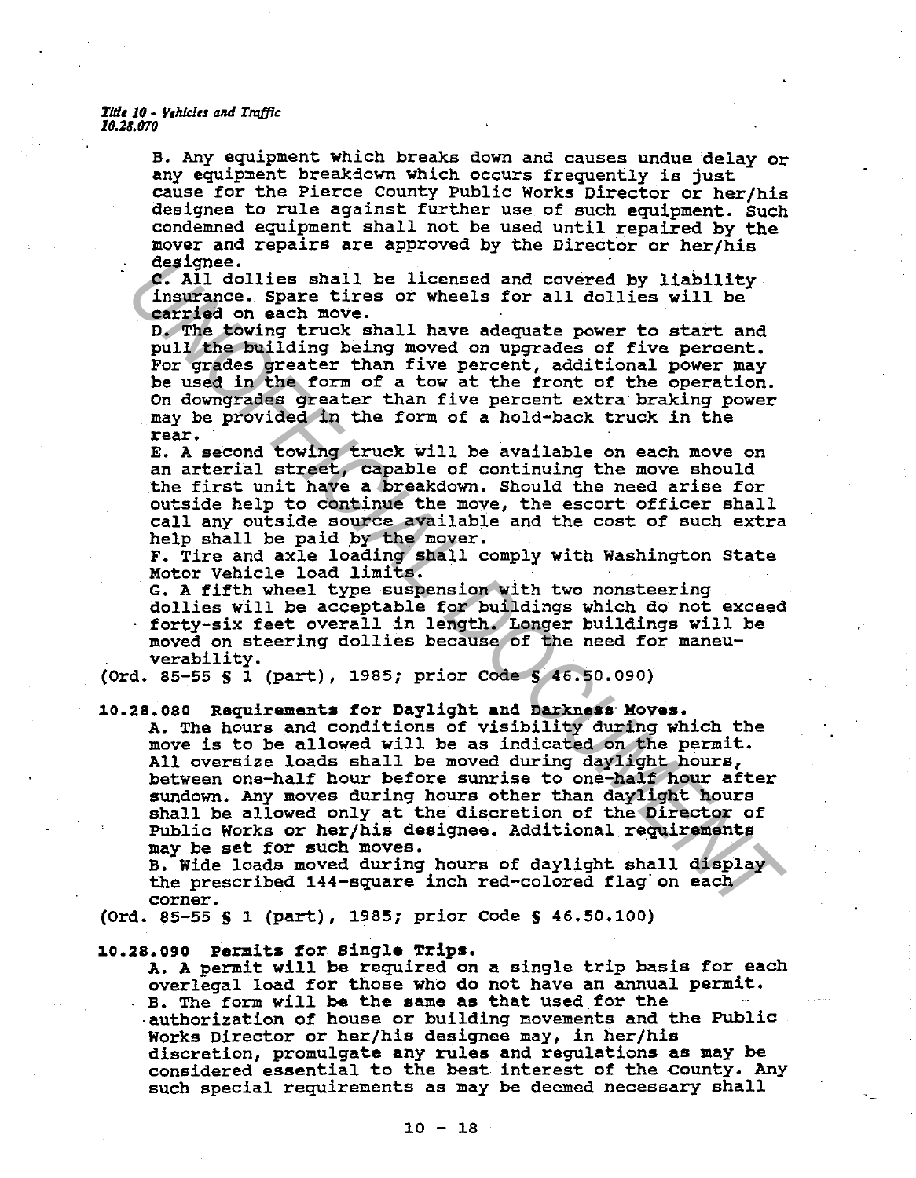B. Any equipment which breaks down and causes undue delay or any equipment breakdown which occurs frequently is just cause for the Pierce County Public Works Director or her/his designee to rule against further use of such equipment. Such condemned equipment shall not be used until repaired by the mover and repairs are approved by the Director or her/his designee.

C. All dollies shall be licensed and covered by liability insurance. Spare tires or wheels for all dollies will be carried on each move.

D. The towing truck shall have adequate power to start and pull the building being moved on upgrades of five percent. For grades greater than five percent, additional power may be used in the form of a tow at the front of the operation. On downgrades greater than five percent extra braking power may be provided in the form of a hold-back truck in the rear.

E. A second towing truck will be available on each move on an arterial street, capable of continuing the move should the first unit have a breakdown. Should the need arise for outside help to continue the move, the escort officer shall call any outside source available and the cost of such extra help shall be paid by the mover.

F. Tire and axle loading shall comply with Washington State Motor Vehicle load limits.

G. A fifth wheel type suspension with two nonsteering dollies will be acceptable for buildings which do not exceed forty-six feet overall in length. Longer buildings will be moved on steering dollies because of the need for maneuverability.

(Ord. 85-55 § 1 (part), 1985; prior Code § 46.50.090)

**10.28.080 Requirements for Daylight and Darkness Moves.**

A. The hours and conditions of visibility during which the move is to be allowed will be as indicated on the permit. All oversize loads shall be moved during daylight hours, between one-half hour before sunrise to one-half hour after sundown. Any moves during hours other than daylight hours shall be allowed only at the discretion of the Director of Public Works or her/his designee. Additional requirements may be set for such moves.

B. Wide loads moved during hours of daylight shall display the prescribed 144-square inch red-colored flag on each corner.

(Ord. 85-55 § 1 (part), 1985; prior Code § 46.50.100)

**10.28.090 Permits for Single Trips.**

A. A permit will be required on a single trip basis for each overlegal load for those who do not have an annual permit.

B. The form will be the same as that used for the authorization of house or building movements and the Public Works Director or her/his designee may, in her/his discretion, promulgate any rules and regulations as may be considered essential to the best interest of the County. Any such special requirements as may be deemed necessary shall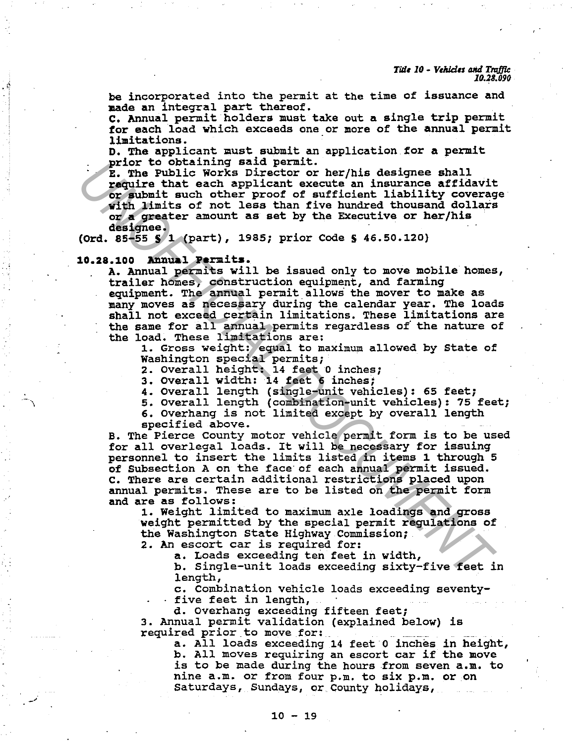be incorporated into the permit at the time of issuance and made an integral part thereof.

C. Annual permit holders must take out a single trip permit for each load which exceeds one or more of the annual permit limitations.

D. The applicant must submit an application for a permit prior to obtaining said permit.

E. The Public Works Director or her/his designee shall require that each applicant execute an insurance affidavit or submit such other proof of sufficient liability coverage with limits of not less than five hundred thousand dollars or a greater amount as set by the Executive or her/his designee.

(Ord. 85-55 § 1 (part), 1985; prior Code § 46.50.120)

**10.28.100 Annual Permits.**

A. Annual permits will be issued only to move mobile homes, trailer homes, construction equipment, and farming equipment. The annual permit allows the mover to make as many moves as necessary during the calendar year. The loads shall not exceed certain limitations. These limitations are the same for all annual permits regardless of the nature of the load. These limitations are:

1. Gross weight: equal to maximum allowed by State of Washington special permits;
2. Overall height: 14 feet 0 inches;
3. Overall width: 14 feet 6 inches;
4. Overall length (single-unit vehicles): 65 feet;
5. Overall length (combination-unit vehicles): 75 feet;
6. Overhang is not limited except by overall length specified above.

B. The Pierce County motor vehicle permit form is to be used for all overlegal loads. It will be necessary for issuing personnel to insert the limits listed in items 1 through 5 of Subsection A on the face of each annual permit issued.

C. There are certain additional restrictions placed upon annual permits. These are to be listed on the permit form and are as follows:

1. Weight limited to maximum axle loadings and gross weight permitted by the special permit regulations of the Washington State Highway Commission;
2. An escort car is required for:
   a. Loads exceeding ten feet in width,
   b. Single-unit loads exceeding sixty-five feet in length,
   c. Combination vehicle loads exceeding seventy-five feet in length,
   d. Overhang exceeding fifteen feet;
3. Annual permit validation (explained below) is required prior to move for:
   a. All loads exceeding 14 feet 0 inches in height,
   b. All moves requiring an escort car if the move is to be made during the hours from seven a.m. to nine a.m. or from four p.m. to six p.m. or on Saturdays, Sundays, or County holidays,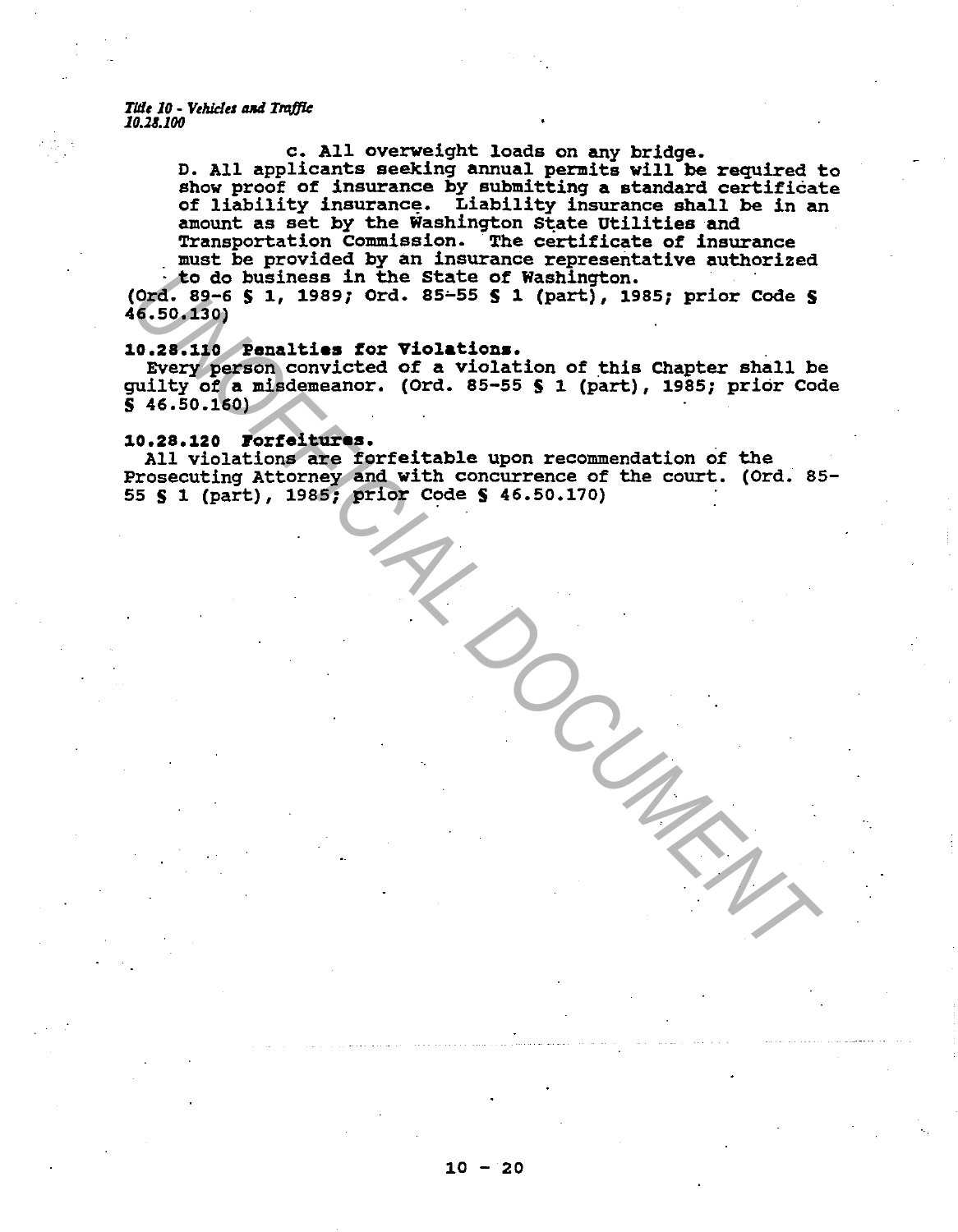c. All overweight loads on any bridge.

D. All applicants seeking annual permits will be required to show proof of insurance by submitting a standard certificate of liability insurance. Liability insurance shall be in an amount as set by the Washington State Utilities and Transportation Commission. The certificate of insurance must be provided by an insurance representative authorized to do business in the State of Washington.

(Ord. 89-6 § 1, 1989; Ord. 85-55 § 1 (part), 1985; prior Code § 46.50.130)

**10.28.110 Penalties for Violations.**

Every person convicted of a violation of this Chapter shall be guilty of a misdemeanor. (Ord. 85-55 § 1 (part), 1985; prior Code § 46.50.160)

**10.28.120 Forfeitures.**

All violations are forfeitable upon recommendation of the Prosecuting Attorney and with concurrence of the court. (Ord. 85-55 § 1 (part), 1985; prior Code § 46.50.170)